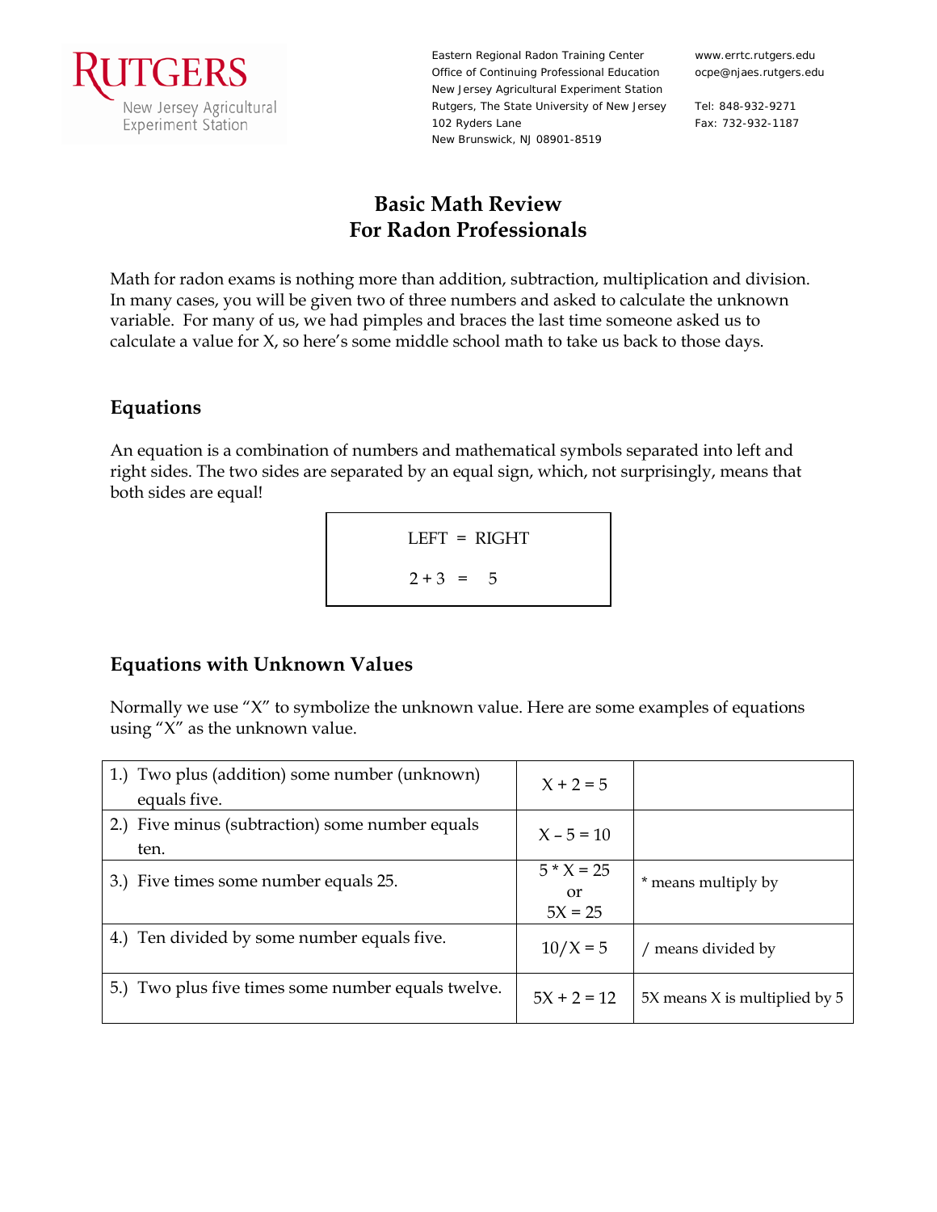Eastern Regional Radon Training Center
Office of Continuing Professional Education
New Jersey Agricultural Experiment Station
Rutgers, The State University of New Jersey
102 Ryders Lane
New Brunswick, NJ 08901-8519

www.errtc.rutgers.edu
ocpe@njaes.rutgers.edu

Tel: 848-932-9271
Fax: 732-932-1187

# Basic Math Review
# For Radon Professionals

Math for radon exams is nothing more than addition, subtraction, multiplication and division. In many cases, you will be given two of three numbers and asked to calculate the unknown variable. For many of us, we had pimples and braces the last time someone asked us to calculate a value for X, so here's some middle school math to take us back to those days.

## Equations

An equation is a combination of numbers and mathematical symbols separated into left and right sides. The two sides are separated by an equal sign, which, not surprisingly, means that both sides are equal!

$$\text{LEFT} = \text{RIGHT}$$

$$2 + 3 = 5$$

## Equations with Unknown Values

Normally we use "X" to symbolize the unknown value. Here are some examples of equations using "X" as the unknown value.

| | | |
|---|---|---|
| 1.) Two plus (addition) some number (unknown) equals five. | $X + 2 = 5$ | |
| 2.) Five minus (subtraction) some number equals ten. | $X - 5 = 10$ | |
| 3.) Five times some number equals 25. | $5 * X = 25$ or $5X = 25$ | * means multiply by |
| 4.) Ten divided by some number equals five. | $10/X = 5$ | / means divided by |
| 5.) Two plus five times some number equals twelve. | $5X + 2 = 12$ | 5X means X is multiplied by 5 |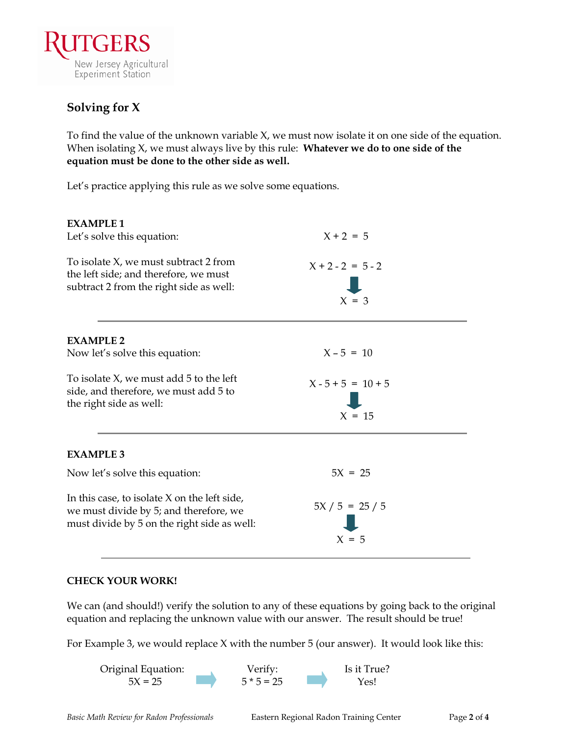## Solving for X

To find the value of the unknown variable X, we must now isolate it on one side of the equation. When isolating X, we must always live by this rule: **Whatever we do to one side of the equation must be done to the other side as well.**

Let's practice applying this rule as we solve some equations.

**EXAMPLE 1**

Let's solve this equation:

$$X + 2 = 5$$

To isolate X, we must subtract 2 from the left side; and therefore, we must subtract 2 from the right side as well:

$$X + 2 - 2 = 5 - 2$$

$$X = 3$$

---

**EXAMPLE 2**

Now let's solve this equation:

$$X - 5 = 10$$

To isolate X, we must add 5 to the left side, and therefore, we must add 5 to the right side as well:

$$X - 5 + 5 = 10 + 5$$

$$X = 15$$

---

**EXAMPLE 3**

Now let's solve this equation:

$$5X = 25$$

In this case, to isolate X on the left side, we must divide by 5; and therefore, we must divide by 5 on the right side as well:

$$5X / 5 = 25 / 5$$

$$X = 5$$

---

**CHECK YOUR WORK!**

We can (and should!) verify the solution to any of these equations by going back to the original equation and replacing the unknown value with our answer. The result should be true!

For Example 3, we would replace X with the number 5 (our answer). It would look like this:

Original Equation: $5X = 25$ → Verify: $5 * 5 = 25$ → Is it True? Yes!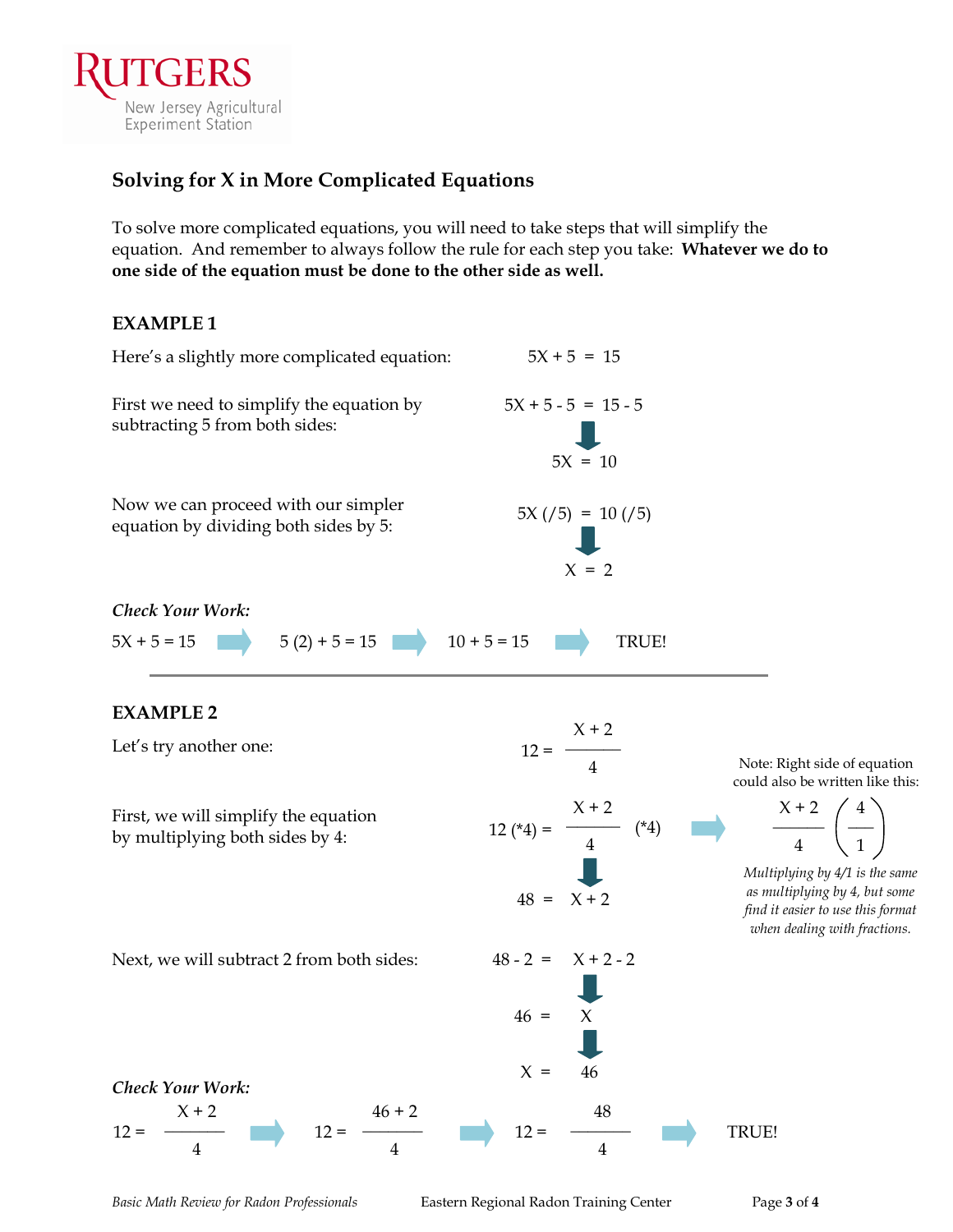## Solving for X in More Complicated Equations

To solve more complicated equations, you will need to take steps that will simplify the equation. And remember to always follow the rule for each step you take: **Whatever we do to one side of the equation must be done to the other side as well.**

### EXAMPLE 1

Here's a slightly more complicated equation:

$$5X + 5 = 15$$

First we need to simplify the equation by subtracting 5 from both sides:

$$5X + 5 - 5 = 15 - 5$$

$$\Downarrow$$

$$5X = 10$$

Now we can proceed with our simpler equation by dividing both sides by 5:

$$5X\ (/5) = 10\ (/5)$$

$$\Downarrow$$

$$X = 2$$

***Check Your Work:***

$5X + 5 = 15$ ➡ $5\ (2) + 5 = 15$ ➡ $10 + 5 = 15$ ➡ TRUE!

---

### EXAMPLE 2

Let's try another one:

$$12 = \frac{X + 2}{4}$$

First, we will simplify the equation by multiplying both sides by 4:

$$12\ (*4) = \frac{X + 2}{4}\ (*4)$$

$$\Downarrow$$

$$48 = X + 2$$

Note: Right side of equation could also be written like this:

$$\frac{X + 2}{4}\left(\frac{4}{1}\right)$$

*Multiplying by 4/1 is the same as multiplying by 4, but some find it easier to use this format when dealing with fractions.*

Next, we will subtract 2 from both sides:

$$48 - 2 = X + 2 - 2$$

$$\Downarrow$$

$$46 = X$$

$$\Downarrow$$

$$X = 46$$

***Check Your Work:***

$12 = \frac{X + 2}{4}$ ➡ $12 = \frac{46 + 2}{4}$ ➡ $12 = \frac{48}{4}$ ➡ TRUE!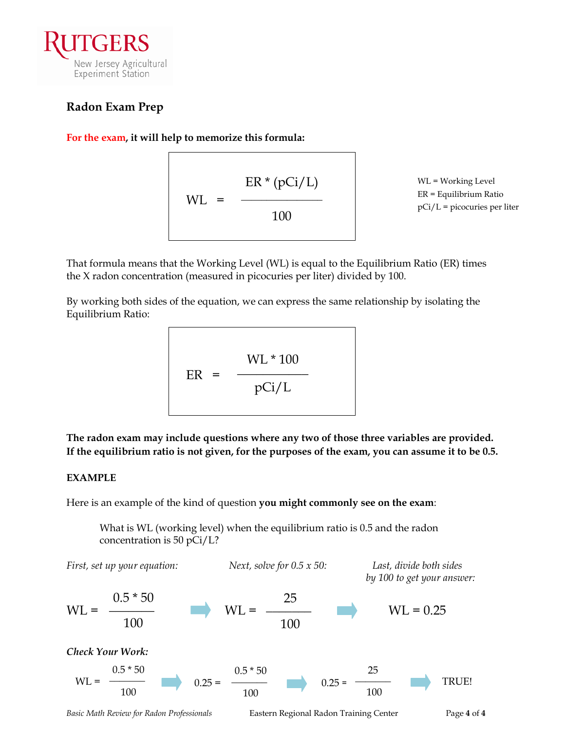## Radon Exam Prep

**For the exam, it will help to memorize this formula:**

$$WL = \frac{ER * (pCi/L)}{100}$$

WL = Working Level
ER = Equilibrium Ratio
pCi/L = picocuries per liter

That formula means that the Working Level (WL) is equal to the Equilibrium Ratio (ER) times the X radon concentration (measured in picocuries per liter) divided by 100.

By working both sides of the equation, we can express the same relationship by isolating the Equilibrium Ratio:

$$ER = \frac{WL * 100}{pCi/L}$$

**The radon exam may include questions where any two of those three variables are provided. If the equilibrium ratio is not given, for the purposes of the exam, you can assume it to be 0.5.**

**EXAMPLE**

Here is an example of the kind of question **you might commonly see on the exam**:

> What is WL (working level) when the equilibrium ratio is 0.5 and the radon concentration is 50 pCi/L?

*First, set up your equation:*

$$WL = \frac{0.5 * 50}{100}$$

*Next, solve for 0.5 x 50:*

$$WL = \frac{25}{100}$$

*Last, divide both sides by 100 to get your answer:*

$$WL = 0.25$$

***Check Your Work:***

$$WL = \frac{0.5 * 50}{100} \rightarrow 0.25 = \frac{0.5 * 50}{100} \rightarrow 0.25 = \frac{25}{100} \rightarrow \text{TRUE!}$$

*Basic Math Review for Radon Professionals* — Eastern Regional Radon Training Center